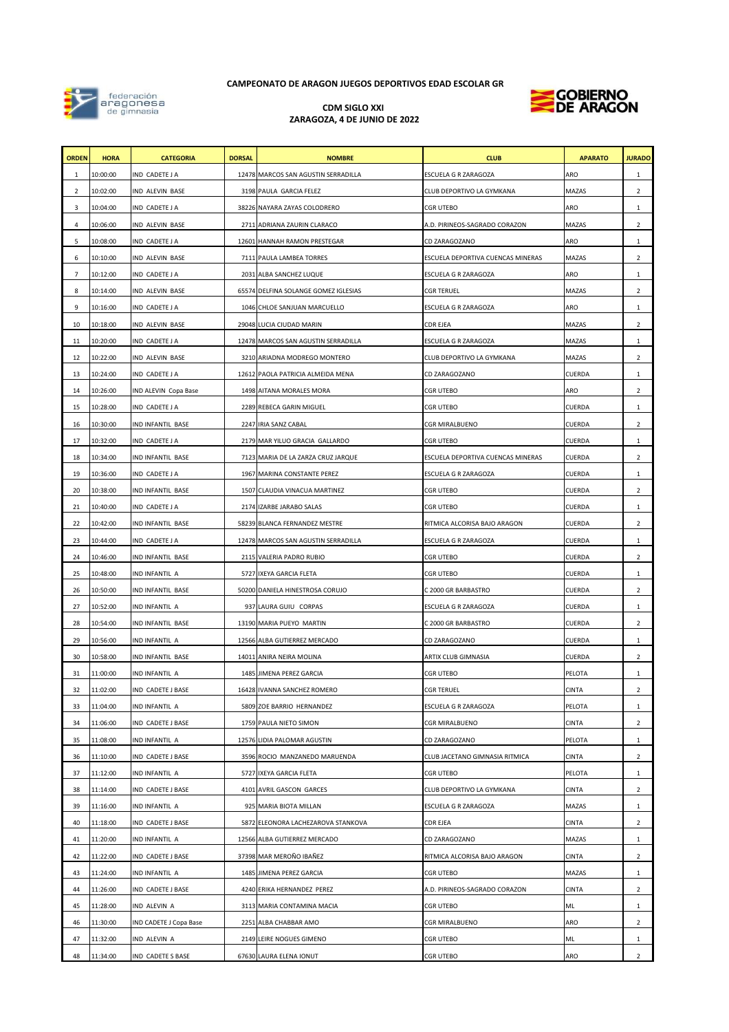**CAMPEONATO DE ARAGON JUEGOS DEPORTIVOS EDAD ESCOLAR GR**

**CDM SIGLO XXI**
**ZARAGOZA, 4 DE JUNIO DE 2022**

| ORDEN | HORA | CATEGORIA | DORSAL | NOMBRE | CLUB | APARATO | JURADO |
|---|---|---|---|---|---|---|---|
| 1 | 10:00:00 | IND CADETE J A | 12478 | MARCOS SAN AGUSTIN SERRADILLA | ESCUELA G R ZARAGOZA | ARO | 1 |
| 2 | 10:02:00 | IND ALEVIN BASE | 3198 | PAULA GARCIA FELEZ | CLUB DEPORTIVO LA GYMKANA | MAZAS | 2 |
| 3 | 10:04:00 | IND CADETE J A | 38226 | NAYARA ZAYAS COLODRERO | CGR UTEBO | ARO | 1 |
| 4 | 10:06:00 | IND ALEVIN BASE | 2711 | ADRIANA ZAURIN CLARACO | A.D. PIRINEOS-SAGRADO CORAZON | MAZAS | 2 |
| 5 | 10:08:00 | IND CADETE J A | 12601 | HANNAH RAMON PRESTEGAR | CD ZARAGOZANO | ARO | 1 |
| 6 | 10:10:00 | IND ALEVIN BASE | 7111 | PAULA LAMBEA TORRES | ESCUELA DEPORTIVA CUENCAS MINERAS | MAZAS | 2 |
| 7 | 10:12:00 | IND CADETE J A | 2031 | ALBA SANCHEZ LUQUE | ESCUELA G R ZARAGOZA | ARO | 1 |
| 8 | 10:14:00 | IND ALEVIN BASE | 65574 | DELFINA SOLANGE GOMEZ IGLESIAS | CGR TERUEL | MAZAS | 2 |
| 9 | 10:16:00 | IND CADETE J A | 1046 | CHLOE SANJUAN MARCUELLO | ESCUELA G R ZARAGOZA | ARO | 1 |
| 10 | 10:18:00 | IND ALEVIN BASE | 29048 | LUCIA CIUDAD MARIN | CDR EJEA | MAZAS | 2 |
| 11 | 10:20:00 | IND CADETE J A | 12478 | MARCOS SAN AGUSTIN SERRADILLA | ESCUELA G R ZARAGOZA | MAZAS | 1 |
| 12 | 10:22:00 | IND ALEVIN BASE | 3210 | ARIADNA MODREGO MONTERO | CLUB DEPORTIVO LA GYMKANA | MAZAS | 2 |
| 13 | 10:24:00 | IND CADETE J A | 12612 | PAOLA PATRICIA ALMEIDA MENA | CD ZARAGOZANO | CUERDA | 1 |
| 14 | 10:26:00 | IND ALEVIN Copa Base | 1498 | AITANA MORALES MORA | CGR UTEBO | ARO | 2 |
| 15 | 10:28:00 | IND CADETE J A | 2289 | REBECA GARIN MIGUEL | CGR UTEBO | CUERDA | 1 |
| 16 | 10:30:00 | IND INFANTIL BASE | 2247 | IRIA SANZ CABAL | CGR MIRALBUENO | CUERDA | 2 |
| 17 | 10:32:00 | IND CADETE J A | 2179 | MAR YILUO GRACIA GALLARDO | CGR UTEBO | CUERDA | 1 |
| 18 | 10:34:00 | IND INFANTIL BASE | 7123 | MARIA DE LA ZARZA CRUZ JARQUE | ESCUELA DEPORTIVA CUENCAS MINERAS | CUERDA | 2 |
| 19 | 10:36:00 | IND CADETE J A | 1967 | MARINA CONSTANTE PEREZ | ESCUELA G R ZARAGOZA | CUERDA | 1 |
| 20 | 10:38:00 | IND INFANTIL BASE | 1507 | CLAUDIA VINACUA MARTINEZ | CGR UTEBO | CUERDA | 2 |
| 21 | 10:40:00 | IND CADETE J A | 2174 | IZARBE JARABO SALAS | CGR UTEBO | CUERDA | 1 |
| 22 | 10:42:00 | IND INFANTIL BASE | 58239 | BLANCA FERNANDEZ MESTRE | RITMICA ALCORISA BAJO ARAGON | CUERDA | 2 |
| 23 | 10:44:00 | IND CADETE J A | 12478 | MARCOS SAN AGUSTIN SERRADILLA | ESCUELA G R ZARAGOZA | CUERDA | 1 |
| 24 | 10:46:00 | IND INFANTIL BASE | 2115 | VALERIA PADRO RUBIO | CGR UTEBO | CUERDA | 2 |
| 25 | 10:48:00 | IND INFANTIL A | 5727 | IXEYA GARCIA FLETA | CGR UTEBO | CUERDA | 1 |
| 26 | 10:50:00 | IND INFANTIL BASE | 50200 | DANIELA HINESTROSA CORUJO | C 2000 GR BARBASTRO | CUERDA | 2 |
| 27 | 10:52:00 | IND INFANTIL A | 937 | LAURA GUIU CORPAS | ESCUELA G R ZARAGOZA | CUERDA | 1 |
| 28 | 10:54:00 | IND INFANTIL BASE | 13190 | MARIA PUEYO MARTIN | C 2000 GR BARBASTRO | CUERDA | 2 |
| 29 | 10:56:00 | IND INFANTIL A | 12566 | ALBA GUTIERREZ MERCADO | CD ZARAGOZANO | CUERDA | 1 |
| 30 | 10:58:00 | IND INFANTIL BASE | 14011 | ANIRA NEIRA MOLINA | ARTIX CLUB GIMNASIA | CUERDA | 2 |
| 31 | 11:00:00 | IND INFANTIL A | 1485 | JIMENA PEREZ GARCIA | CGR UTEBO | PELOTA | 1 |
| 32 | 11:02:00 | IND CADETE J BASE | 16428 | IVANNA SANCHEZ ROMERO | CGR TERUEL | CINTA | 2 |
| 33 | 11:04:00 | IND INFANTIL A | 5809 | ZOE BARRIO HERNANDEZ | ESCUELA G R ZARAGOZA | PELOTA | 1 |
| 34 | 11:06:00 | IND CADETE J BASE | 1759 | PAULA NIETO SIMON | CGR MIRALBUENO | CINTA | 2 |
| 35 | 11:08:00 | IND INFANTIL A | 12576 | LIDIA PALOMAR AGUSTIN | CD ZARAGOZANO | PELOTA | 1 |
| 36 | 11:10:00 | IND CADETE J BASE | 3596 | ROCIO MANZANEDO MARUENDA | CLUB JACETANO GIMNASIA RITMICA | CINTA | 2 |
| 37 | 11:12:00 | IND INFANTIL A | 5727 | IXEYA GARCIA FLETA | CGR UTEBO | PELOTA | 1 |
| 38 | 11:14:00 | IND CADETE J BASE | 4101 | AVRIL GASCON GARCES | CLUB DEPORTIVO LA GYMKANA | CINTA | 2 |
| 39 | 11:16:00 | IND INFANTIL A | 925 | MARIA BIOTA MILLAN | ESCUELA G R ZARAGOZA | MAZAS | 1 |
| 40 | 11:18:00 | IND CADETE J BASE | 5872 | ELEONORA LACHEZAROVA STANKOVA | CDR EJEA | CINTA | 2 |
| 41 | 11:20:00 | IND INFANTIL A | 12566 | ALBA GUTIERREZ MERCADO | CD ZARAGOZANO | MAZAS | 1 |
| 42 | 11:22:00 | IND CADETE J BASE | 37398 | MAR MEROÑO IBAÑEZ | RITMICA ALCORISA BAJO ARAGON | CINTA | 2 |
| 43 | 11:24:00 | IND INFANTIL A | 1485 | JIMENA PEREZ GARCIA | CGR UTEBO | MAZAS | 1 |
| 44 | 11:26:00 | IND CADETE J BASE | 4240 | ERIKA HERNANDEZ PEREZ | A.D. PIRINEOS-SAGRADO CORAZON | CINTA | 2 |
| 45 | 11:28:00 | IND ALEVIN A | 3113 | MARIA CONTAMINA MACIA | CGR UTEBO | ML | 1 |
| 46 | 11:30:00 | IND CADETE J Copa Base | 2251 | ALBA CHABBAR AMO | CGR MIRALBUENO | ARO | 2 |
| 47 | 11:32:00 | IND ALEVIN A | 2149 | LEIRE NOGUES GIMENO | CGR UTEBO | ML | 1 |
| 48 | 11:34:00 | IND CADETE S BASE | 67630 | LAURA ELENA IONUT | CGR UTEBO | ARO | 2 |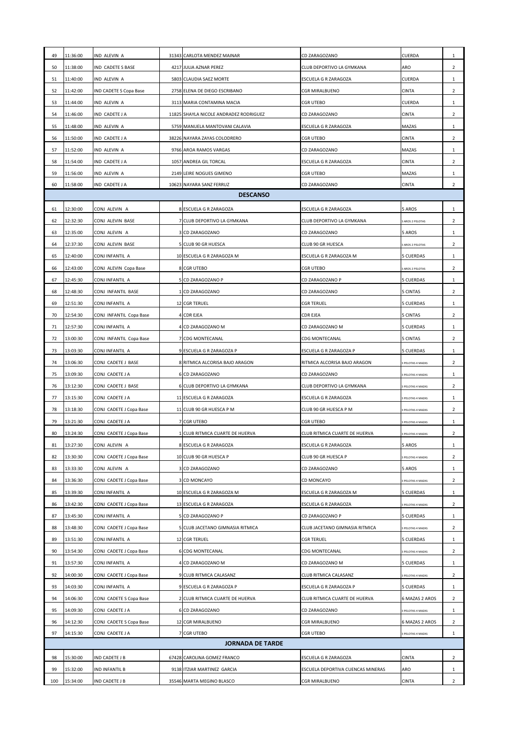| | | | | | | | |
|---|---|---|---|---|---|---|---|
| 49 | 11:36:00 | IND ALEVIN A | 31343 | CARLOTA MENDEZ MAINAR | CD ZARAGOZANO | CUERDA | 1 |
| 50 | 11:38:00 | IND CADETE S BASE | 4217 | JULIA AZNAR PEREZ | CLUB DEPORTIVO LA GYMKANA | ARO | 2 |
| 51 | 11:40:00 | IND ALEVIN A | 5803 | CLAUDIA SAEZ MORTE | ESCUELA G R ZARAGOZA | CUERDA | 1 |
| 52 | 11:42:00 | IND CADETE S Copa Base | 2758 | ELENA DE DIEGO ESCRIBANO | CGR MIRALBUENO | CINTA | 2 |
| 53 | 11:44:00 | IND ALEVIN A | 3113 | MARIA CONTAMINA MACIA | CGR UTEBO | CUERDA | 1 |
| 54 | 11:46:00 | IND CADETE J A | 11825 | SHAYLA NICOLE ANDRADEZ RODRIGUEZ | CD ZARAGOZANO | CINTA | 2 |
| 55 | 11:48:00 | IND ALEVIN A | 5759 | MANUELA MANTOVANI CALAVIA | ESCUELA G R ZARAGOZA | MAZAS | 1 |
| 56 | 11:50:00 | IND CADETE J A | 38226 | NAYARA ZAYAS COLODRERO | CGR UTEBO | CINTA | 2 |
| 57 | 11:52:00 | IND ALEVIN A | 9766 | AROA RAMOS VARGAS | CD ZARAGOZANO | MAZAS | 1 |
| 58 | 11:54:00 | IND CADETE J A | 1057 | ANDREA GIL TORCAL | ESCUELA G R ZARAGOZA | CINTA | 2 |
| 59 | 11:56:00 | IND ALEVIN A | 2149 | LEIRE NOGUES GIMENO | CGR UTEBO | MAZAS | 1 |
| 60 | 11:58:00 | IND CADETE J A | 10623 | NAYARA SANZ FERRUZ | CD ZARAGOZANO | CINTA | 2 |
| | | | | **DESCANSO** | | | |
| 61 | 12:30:00 | CONJ ALEVIN A | 8 | ESCUELA G R ZARAGOZA | ESCUELA G R ZARAGOZA | 5 AROS | 1 |
| 62 | 12:32:30 | CONJ ALEVIN BASE | 7 | CLUB DEPORTIVO LA GYMKANA | CLUB DEPORTIVO LA GYMKANA | 3 AROS 2 PELOTAS | 2 |
| 63 | 12:35:00 | CONJ ALEVIN A | 3 | CD ZARAGOZANO | CD ZARAGOZANO | 5 AROS | 1 |
| 64 | 12:37:30 | CONJ ALEVIN BASE | 5 | CLUB 90 GR HUESCA | CLUB 90 GR HUESCA | 3 AROS 2 PELOTAS | 2 |
| 65 | 12:40:00 | CONJ INFANTIL A | 10 | ESCUELA G R ZARAGOZA M | ESCUELA G R ZARAGOZA M | 5 CUERDAS | 1 |
| 66 | 12:43:00 | CONJ ALEVIN Copa Base | 8 | CGR UTEBO | CGR UTEBO | 3 AROS 2 PELOTAS | 2 |
| 67 | 12:45:30 | CONJ INFANTIL A | 5 | CD ZARAGOZANO P | CD ZARAGOZANO P | 5 CUERDAS | 1 |
| 68 | 12:48:30 | CONJ INFANTIL BASE | 1 | CD ZARAGOZANO | CD ZARAGOZANO | 5 CINTAS | 2 |
| 69 | 12:51:30 | CONJ INFANTIL A | 12 | CGR TERUEL | CGR TERUEL | 5 CUERDAS | 1 |
| 70 | 12:54:30 | CONJ INFANTIL Copa Base | 4 | CDR EJEA | CDR EJEA | 5 CINTAS | 2 |
| 71 | 12:57:30 | CONJ INFANTIL A | 4 | CD ZARAGOZANO M | CD ZARAGOZANO M | 5 CUERDAS | 1 |
| 72 | 13:00:30 | CONJ INFANTIL Copa Base | 7 | CDG MONTECANAL | CDG MONTECANAL | 5 CINTAS | 2 |
| 73 | 13:03:30 | CONJ INFANTIL A | 9 | ESCUELA G R ZARAGOZA P | ESCUELA G R ZARAGOZA P | 5 CUERDAS | 1 |
| 74 | 13:06:30 | CONJ CADETE J BASE | 8 | RITMICA ALCORISA BAJO ARAGON | RITMICA ALCORISA BAJO ARAGON | 3 PELOTAS 4 MAZAS | 2 |
| 75 | 13:09:30 | CONJ CADETE J A | 6 | CD ZARAGOZANO | CD ZARAGOZANO | 3 PELOTAS 4 MAZAS | 1 |
| 76 | 13:12:30 | CONJ CADETE J BASE | 6 | CLUB DEPORTIVO LA GYMKANA | CLUB DEPORTIVO LA GYMKANA | 3 PELOTAS 4 MAZAS | 2 |
| 77 | 13:15:30 | CONJ CADETE J A | 11 | ESCUELA G R ZARAGOZA | ESCUELA G R ZARAGOZA | 3 PELOTAS 4 MAZAS | 1 |
| 78 | 13:18:30 | CONJ CADETE J Copa Base | 11 | CLUB 90 GR HUESCA P M | CLUB 90 GR HUESCA P M | 3 PELOTAS 4 MAZAS | 2 |
| 79 | 13:21:30 | CONJ CADETE J A | 7 | CGR UTEBO | CGR UTEBO | 3 PELOTAS 4 MAZAS | 1 |
| 80 | 13:24:30 | CONJ CADETE J Copa Base | 1 | CLUB RITMICA CUARTE DE HUERVA | CLUB RITMICA CUARTE DE HUERVA | 3 PELOTAS 4 MAZAS | 2 |
| 81 | 13:27:30 | CONJ ALEVIN A | 8 | ESCUELA G R ZARAGOZA | ESCUELA G R ZARAGOZA | 5 AROS | 1 |
| 82 | 13:30:30 | CONJ CADETE J Copa Base | 10 | CLUB 90 GR HUESCA P | CLUB 90 GR HUESCA P | 3 PELOTAS 4 MAZAS | 2 |
| 83 | 13:33:30 | CONJ ALEVIN A | 3 | CD ZARAGOZANO | CD ZARAGOZANO | 5 AROS | 1 |
| 84 | 13:36:30 | CONJ CADETE J Copa Base | 3 | CD MONCAYO | CD MONCAYO | 3 PELOTAS 4 MAZAS | 2 |
| 85 | 13:39:30 | CONJ INFANTIL A | 10 | ESCUELA G R ZARAGOZA M | ESCUELA G R ZARAGOZA M | 5 CUERDAS | 1 |
| 86 | 13:42:30 | CONJ CADETE J Copa Base | 13 | ESCUELA G R ZARAGOZA | ESCUELA G R ZARAGOZA | 3 PELOTAS 4 MAZAS | 2 |
| 87 | 13:45:30 | CONJ INFANTIL A | 5 | CD ZARAGOZANO P | CD ZARAGOZANO P | 5 CUERDAS | 1 |
| 88 | 13:48:30 | CONJ CADETE J Copa Base | 5 | CLUB JACETANO GIMNASIA RITMICA | CLUB JACETANO GIMNASIA RITMICA | 3 PELOTAS 4 MAZAS | 2 |
| 89 | 13:51:30 | CONJ INFANTIL A | 12 | CGR TERUEL | CGR TERUEL | 5 CUERDAS | 1 |
| 90 | 13:54:30 | CONJ CADETE J Copa Base | 6 | CDG MONTECANAL | CDG MONTECANAL | 3 PELOTAS 4 MAZAS | 2 |
| 91 | 13:57:30 | CONJ INFANTIL A | 4 | CD ZARAGOZANO M | CD ZARAGOZANO M | 5 CUERDAS | 1 |
| 92 | 14:00:30 | CONJ CADETE J Copa Base | 9 | CLUB RITMICA CALASANZ | CLUB RITMICA CALASANZ | 3 PELOTAS 4 MAZAS | 2 |
| 93 | 14:03:30 | CONJ INFANTIL A | 9 | ESCUELA G R ZARAGOZA P | ESCUELA G R ZARAGOZA P | 5 CUERDAS | 1 |
| 94 | 14:06:30 | CONJ CADETE S Copa Base | 2 | CLUB RITMICA CUARTE DE HUERVA | CLUB RITMICA CUARTE DE HUERVA | 6 MAZAS 2 AROS | 2 |
| 95 | 14:09:30 | CONJ CADETE J A | 6 | CD ZARAGOZANO | CD ZARAGOZANO | 3 PELOTAS 4 MAZAS | 1 |
| 96 | 14:12:30 | CONJ CADETE S Copa Base | 12 | CGR MIRALBUENO | CGR MIRALBUENO | 6 MAZAS 2 AROS | 2 |
| 97 | 14:15:30 | CONJ CADETE J A | 7 | CGR UTEBO | CGR UTEBO | 3 PELOTAS 4 MAZAS | 1 |
| | | | | **JORNADA DE TARDE** | | | |
| 98 | 15:30:00 | IND CADETE J B | 67428 | CAROLINA GOMEZ FRANCO | ESCUELA G R ZARAGOZA | CINTA | 2 |
| 99 | 15:32:00 | IND INFANTIL B | 9138 | ITZIAR MARTINEZ GARCIA | ESCUELA DEPORTIVA CUENCAS MINERAS | ARO | 1 |
| 100 | 15:34:00 | IND CADETE J B | 35546 | MARTA MEGINO BLASCO | CGR MIRALBUENO | CINTA | 2 |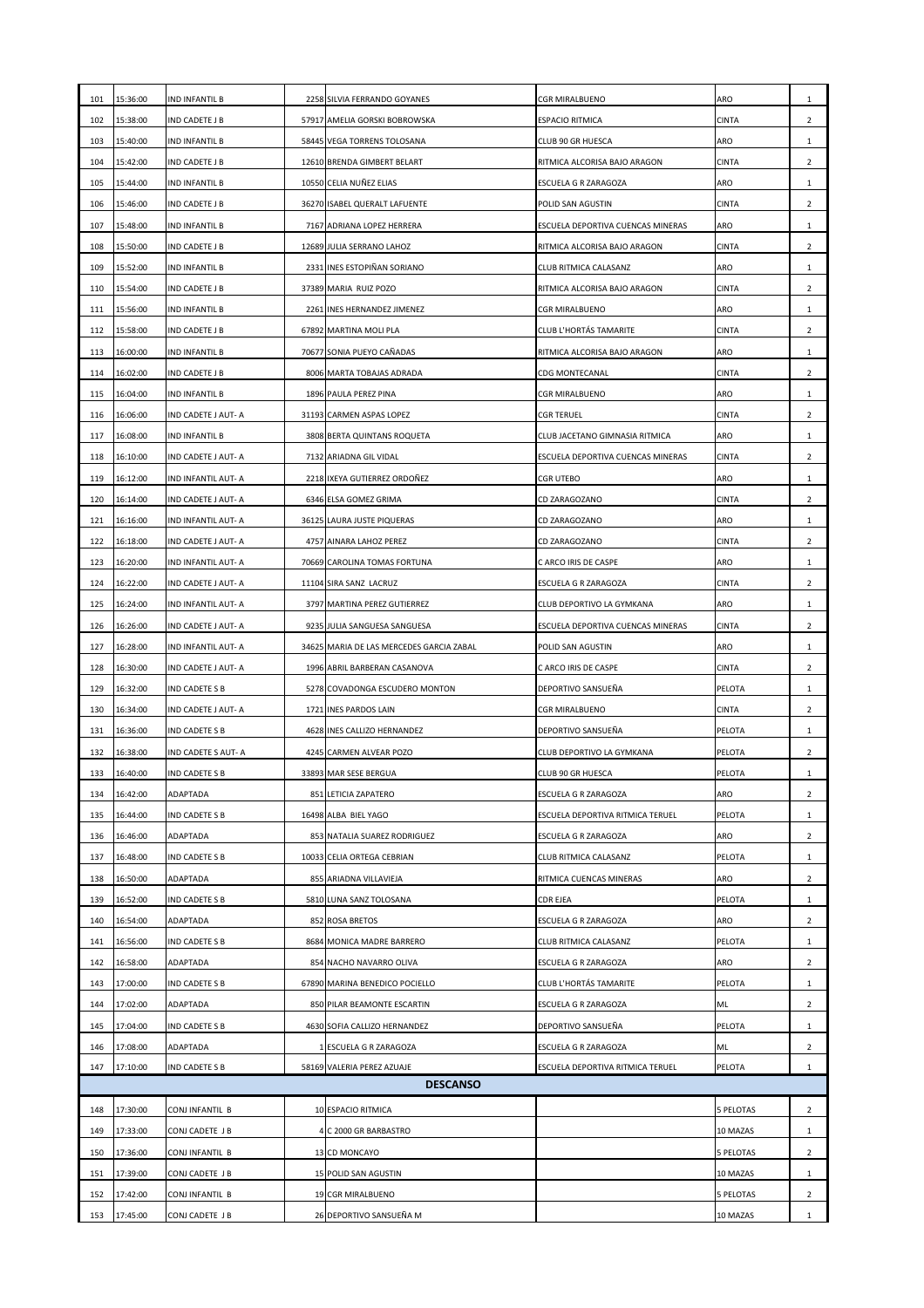| | | | | | | |
|---|---|---|---|---|---|---|
| 101 | 15:36:00 | IND INFANTIL B | 2258 SILVIA FERRANDO GOYANES | CGR MIRALBUENO | ARO | 1 |
| 102 | 15:38:00 | IND CADETE J B | 57917 AMELIA GORSKI BOBROWSKA | ESPACIO RITMICA | CINTA | 2 |
| 103 | 15:40:00 | IND INFANTIL B | 58445 VEGA TORRENS TOLOSANA | CLUB 90 GR HUESCA | ARO | 1 |
| 104 | 15:42:00 | IND CADETE J B | 12610 BRENDA GIMBERT BELART | RITMICA ALCORISA BAJO ARAGON | CINTA | 2 |
| 105 | 15:44:00 | IND INFANTIL B | 10550 CELIA NUÑEZ ELIAS | ESCUELA G R ZARAGOZA | ARO | 1 |
| 106 | 15:46:00 | IND CADETE J B | 36270 ISABEL QUERALT LAFUENTE | POLID SAN AGUSTIN | CINTA | 2 |
| 107 | 15:48:00 | IND INFANTIL B | 7167 ADRIANA LOPEZ HERRERA | ESCUELA DEPORTIVA CUENCAS MINERAS | ARO | 1 |
| 108 | 15:50:00 | IND CADETE J B | 12689 JULIA SERRANO LAHOZ | RITMICA ALCORISA BAJO ARAGON | CINTA | 2 |
| 109 | 15:52:00 | IND INFANTIL B | 2331 INES ESTOPIÑAN SORIANO | CLUB RITMICA CALASANZ | ARO | 1 |
| 110 | 15:54:00 | IND CADETE J B | 37389 MARIA RUIZ POZO | RITMICA ALCORISA BAJO ARAGON | CINTA | 2 |
| 111 | 15:56:00 | IND INFANTIL B | 2261 INES HERNANDEZ JIMENEZ | CGR MIRALBUENO | ARO | 1 |
| 112 | 15:58:00 | IND CADETE J B | 67892 MARTINA MOLI PLA | CLUB L'HORTÁS TAMARITE | CINTA | 2 |
| 113 | 16:00:00 | IND INFANTIL B | 70677 SONIA PUEYO CAÑADAS | RITMICA ALCORISA BAJO ARAGON | ARO | 1 |
| 114 | 16:02:00 | IND CADETE J B | 8006 MARTA TOBAJAS ADRADA | CDG MONTECANAL | CINTA | 2 |
| 115 | 16:04:00 | IND INFANTIL B | 1896 PAULA PEREZ PINA | CGR MIRALBUENO | ARO | 1 |
| 116 | 16:06:00 | IND CADETE J AUT- A | 31193 CARMEN ASPAS LOPEZ | CGR TERUEL | CINTA | 2 |
| 117 | 16:08:00 | IND INFANTIL B | 3808 BERTA QUINTANS ROQUETA | CLUB JACETANO GIMNASIA RITMICA | ARO | 1 |
| 118 | 16:10:00 | IND CADETE J AUT- A | 7132 ARIADNA GIL VIDAL | ESCUELA DEPORTIVA CUENCAS MINERAS | CINTA | 2 |
| 119 | 16:12:00 | IND INFANTIL AUT- A | 2218 IXEYA GUTIERREZ ORDOÑEZ | CGR UTEBO | ARO | 1 |
| 120 | 16:14:00 | IND CADETE J AUT- A | 6346 ELSA GOMEZ GRIMA | CD ZARAGOZANO | CINTA | 2 |
| 121 | 16:16:00 | IND INFANTIL AUT- A | 36125 LAURA JUSTE PIQUERAS | CD ZARAGOZANO | ARO | 1 |
| 122 | 16:18:00 | IND CADETE J AUT- A | 4757 AINARA LAHOZ PEREZ | CD ZARAGOZANO | CINTA | 2 |
| 123 | 16:20:00 | IND INFANTIL AUT- A | 70669 CAROLINA TOMAS FORTUNA | C ARCO IRIS DE CASPE | ARO | 1 |
| 124 | 16:22:00 | IND CADETE J AUT- A | 11104 SIRA SANZ LACRUZ | ESCUELA G R ZARAGOZA | CINTA | 2 |
| 125 | 16:24:00 | IND INFANTIL AUT- A | 3797 MARTINA PEREZ GUTIERREZ | CLUB DEPORTIVO LA GYMKANA | ARO | 1 |
| 126 | 16:26:00 | IND CADETE J AUT- A | 9235 JULIA SANGUESA SANGUESA | ESCUELA DEPORTIVA CUENCAS MINERAS | CINTA | 2 |
| 127 | 16:28:00 | IND INFANTIL AUT- A | 34625 MARIA DE LAS MERCEDES GARCIA ZABAL | POLID SAN AGUSTIN | ARO | 1 |
| 128 | 16:30:00 | IND CADETE J AUT- A | 1996 ABRIL BARBERAN CASANOVA | C ARCO IRIS DE CASPE | CINTA | 2 |
| 129 | 16:32:00 | IND CADETE S B | 5278 COVADONGA ESCUDERO MONTON | DEPORTIVO SANSUEÑA | PELOTA | 1 |
| 130 | 16:34:00 | IND CADETE J AUT- A | 1721 INES PARDOS LAIN | CGR MIRALBUENO | CINTA | 2 |
| 131 | 16:36:00 | IND CADETE S B | 4628 INES CALLIZO HERNANDEZ | DEPORTIVO SANSUEÑA | PELOTA | 1 |
| 132 | 16:38:00 | IND CADETE S AUT- A | 4245 CARMEN ALVEAR POZO | CLUB DEPORTIVO LA GYMKANA | PELOTA | 2 |
| 133 | 16:40:00 | IND CADETE S B | 33893 MAR SESE BERGUA | CLUB 90 GR HUESCA | PELOTA | 1 |
| 134 | 16:42:00 | ADAPTADA | 851 LETICIA ZAPATERO | ESCUELA G R ZARAGOZA | ARO | 2 |
| 135 | 16:44:00 | IND CADETE S B | 16498 ALBA BIEL YAGO | ESCUELA DEPORTIVA RITMICA TERUEL | PELOTA | 1 |
| 136 | 16:46:00 | ADAPTADA | 853 NATALIA SUAREZ RODRIGUEZ | ESCUELA G R ZARAGOZA | ARO | 2 |
| 137 | 16:48:00 | IND CADETE S B | 10033 CELIA ORTEGA CEBRIAN | CLUB RITMICA CALASANZ | PELOTA | 1 |
| 138 | 16:50:00 | ADAPTADA | 855 ARIADNA VILLAVIEJA | RITMICA CUENCAS MINERAS | ARO | 2 |
| 139 | 16:52:00 | IND CADETE S B | 5810 LUNA SANZ TOLOSANA | CDR EJEA | PELOTA | 1 |
| 140 | 16:54:00 | ADAPTADA | 852 ROSA BRETOS | ESCUELA G R ZARAGOZA | ARO | 2 |
| 141 | 16:56:00 | IND CADETE S B | 8684 MONICA MADRE BARRERO | CLUB RITMICA CALASANZ | PELOTA | 1 |
| 142 | 16:58:00 | ADAPTADA | 854 NACHO NAVARRO OLIVA | ESCUELA G R ZARAGOZA | ARO | 2 |
| 143 | 17:00:00 | IND CADETE S B | 67890 MARINA BENEDICO POCIELLO | CLUB L'HORTÁS TAMARITE | PELOTA | 1 |
| 144 | 17:02:00 | ADAPTADA | 850 PILAR BEAMONTE ESCARTIN | ESCUELA G R ZARAGOZA | ML | 2 |
| 145 | 17:04:00 | IND CADETE S B | 4630 SOFIA CALLIZO HERNANDEZ | DEPORTIVO SANSUEÑA | PELOTA | 1 |
| 146 | 17:08:00 | ADAPTADA | 1 ESCUELA G R ZARAGOZA | ESCUELA G R ZARAGOZA | ML | 2 |
| 147 | 17:10:00 | IND CADETE S B | 58169 VALERIA PEREZ AZUAJE | ESCUELA DEPORTIVA RITMICA TERUEL | PELOTA | 1 |
| | | | **DESCANSO** | | | |
| 148 | 17:30:00 | CONJ INFANTIL B | 10 ESPACIO RITMICA | | 5 PELOTAS | 2 |
| 149 | 17:33:00 | CONJ CADETE J B | 4 C 2000 GR BARBASTRO | | 10 MAZAS | 1 |
| 150 | 17:36:00 | CONJ INFANTIL B | 13 CD MONCAYO | | 5 PELOTAS | 2 |
| 151 | 17:39:00 | CONJ CADETE J B | 15 POLID SAN AGUSTIN | | 10 MAZAS | 1 |
| 152 | 17:42:00 | CONJ INFANTIL B | 19 CGR MIRALBUENO | | 5 PELOTAS | 2 |
| 153 | 17:45:00 | CONJ CADETE J B | 26 DEPORTIVO SANSUEÑA M | | 10 MAZAS | 1 |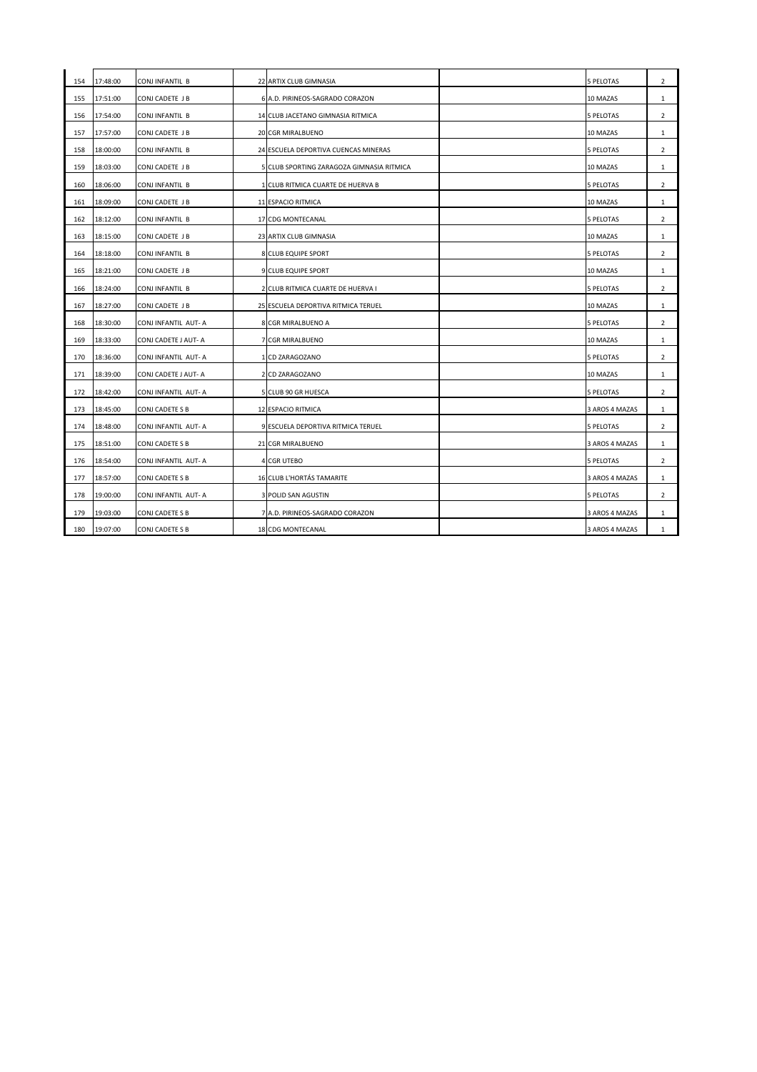| | | | | | | | |
|---|---|---|---|---|---|---|---|
| 154 | 17:48:00 | CONJ INFANTIL B | 22 | ARTIX CLUB GIMNASIA | | 5 PELOTAS | 2 |
| 155 | 17:51:00 | CONJ CADETE J B | 6 | A.D. PIRINEOS-SAGRADO CORAZON | | 10 MAZAS | 1 |
| 156 | 17:54:00 | CONJ INFANTIL B | 14 | CLUB JACETANO GIMNASIA RITMICA | | 5 PELOTAS | 2 |
| 157 | 17:57:00 | CONJ CADETE J B | 20 | CGR MIRALBUENO | | 10 MAZAS | 1 |
| 158 | 18:00:00 | CONJ INFANTIL B | 24 | ESCUELA DEPORTIVA CUENCAS MINERAS | | 5 PELOTAS | 2 |
| 159 | 18:03:00 | CONJ CADETE J B | 5 | CLUB SPORTING ZARAGOZA GIMNASIA RITMICA | | 10 MAZAS | 1 |
| 160 | 18:06:00 | CONJ INFANTIL B | 1 | CLUB RITMICA CUARTE DE HUERVA B | | 5 PELOTAS | 2 |
| 161 | 18:09:00 | CONJ CADETE J B | 11 | ESPACIO RITMICA | | 10 MAZAS | 1 |
| 162 | 18:12:00 | CONJ INFANTIL B | 17 | CDG MONTECANAL | | 5 PELOTAS | 2 |
| 163 | 18:15:00 | CONJ CADETE J B | 23 | ARTIX CLUB GIMNASIA | | 10 MAZAS | 1 |
| 164 | 18:18:00 | CONJ INFANTIL B | 8 | CLUB EQUIPE SPORT | | 5 PELOTAS | 2 |
| 165 | 18:21:00 | CONJ CADETE J B | 9 | CLUB EQUIPE SPORT | | 10 MAZAS | 1 |
| 166 | 18:24:00 | CONJ INFANTIL B | 2 | CLUB RITMICA CUARTE DE HUERVA I | | 5 PELOTAS | 2 |
| 167 | 18:27:00 | CONJ CADETE J B | 25 | ESCUELA DEPORTIVA RITMICA TERUEL | | 10 MAZAS | 1 |
| 168 | 18:30:00 | CONJ INFANTIL AUT- A | 8 | CGR MIRALBUENO A | | 5 PELOTAS | 2 |
| 169 | 18:33:00 | CONJ CADETE J AUT- A | 7 | CGR MIRALBUENO | | 10 MAZAS | 1 |
| 170 | 18:36:00 | CONJ INFANTIL AUT- A | 1 | CD ZARAGOZANO | | 5 PELOTAS | 2 |
| 171 | 18:39:00 | CONJ CADETE J AUT- A | 2 | CD ZARAGOZANO | | 10 MAZAS | 1 |
| 172 | 18:42:00 | CONJ INFANTIL AUT- A | 5 | CLUB 90 GR HUESCA | | 5 PELOTAS | 2 |
| 173 | 18:45:00 | CONJ CADETE S B | 12 | ESPACIO RITMICA | | 3 AROS 4 MAZAS | 1 |
| 174 | 18:48:00 | CONJ INFANTIL AUT- A | 9 | ESCUELA DEPORTIVA RITMICA TERUEL | | 5 PELOTAS | 2 |
| 175 | 18:51:00 | CONJ CADETE S B | 21 | CGR MIRALBUENO | | 3 AROS 4 MAZAS | 1 |
| 176 | 18:54:00 | CONJ INFANTIL AUT- A | 4 | CGR UTEBO | | 5 PELOTAS | 2 |
| 177 | 18:57:00 | CONJ CADETE S B | 16 | CLUB L'HORTÁS TAMARITE | | 3 AROS 4 MAZAS | 1 |
| 178 | 19:00:00 | CONJ INFANTIL AUT- A | 3 | POLID SAN AGUSTIN | | 5 PELOTAS | 2 |
| 179 | 19:03:00 | CONJ CADETE S B | 7 | A.D. PIRINEOS-SAGRADO CORAZON | | 3 AROS 4 MAZAS | 1 |
| 180 | 19:07:00 | CONJ CADETE S B | 18 | CDG MONTECANAL | | 3 AROS 4 MAZAS | 1 |